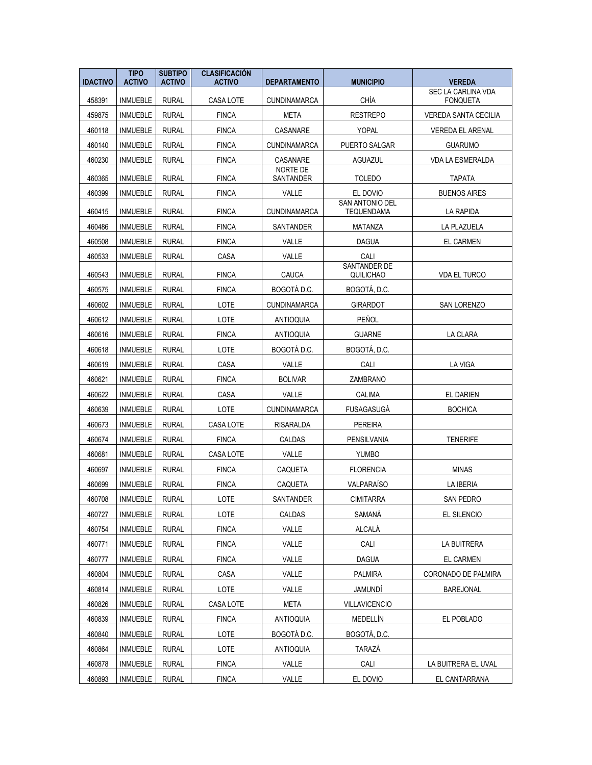| IDACTIVO | TIPO ACTIVO | SUBTIPO ACTIVO | CLASIFICACIÓN ACTIVO | DEPARTAMENTO | MUNICIPIO | VEREDA |
|---|---|---|---|---|---|---|
| 458391 | INMUEBLE | RURAL | CASA LOTE | CUNDINAMARCA | CHÍA | SEC LA CARLINA VDA FONQUETA |
| 459875 | INMUEBLE | RURAL | FINCA | META | RESTREPO | VEREDA SANTA CECILIA |
| 460118 | INMUEBLE | RURAL | FINCA | CASANARE | YOPAL | VEREDA EL ARENAL |
| 460140 | INMUEBLE | RURAL | FINCA | CUNDINAMARCA | PUERTO SALGAR | GUARUMO |
| 460230 | INMUEBLE | RURAL | FINCA | CASANARE | AGUAZUL | VDA LA ESMERALDA |
| 460365 | INMUEBLE | RURAL | FINCA | NORTE DE SANTANDER | TOLEDO | TAPATA |
| 460399 | INMUEBLE | RURAL | FINCA | VALLE | EL DOVIO | BUENOS AIRES |
| 460415 | INMUEBLE | RURAL | FINCA | CUNDINAMARCA | SAN ANTONIO DEL TEQUENDAMA | LA RAPIDA |
| 460486 | INMUEBLE | RURAL | FINCA | SANTANDER | MATANZA | LA PLAZUELA |
| 460508 | INMUEBLE | RURAL | FINCA | VALLE | DAGUA | EL CARMEN |
| 460533 | INMUEBLE | RURAL | CASA | VALLE | CALI | |
| 460543 | INMUEBLE | RURAL | FINCA | CAUCA | SANTANDER DE QUILICHAO | VDA EL TURCO |
| 460575 | INMUEBLE | RURAL | FINCA | BOGOTÁ D.C. | BOGOTÁ, D.C. | |
| 460602 | INMUEBLE | RURAL | LOTE | CUNDINAMARCA | GIRARDOT | SAN LORENZO |
| 460612 | INMUEBLE | RURAL | LOTE | ANTIOQUIA | PEÑOL | |
| 460616 | INMUEBLE | RURAL | FINCA | ANTIOQUIA | GUARNE | LA CLARA |
| 460618 | INMUEBLE | RURAL | LOTE | BOGOTÁ D.C. | BOGOTÁ, D.C. | |
| 460619 | INMUEBLE | RURAL | CASA | VALLE | CALI | LA VIGA |
| 460621 | INMUEBLE | RURAL | FINCA | BOLIVAR | ZAMBRANO | |
| 460622 | INMUEBLE | RURAL | CASA | VALLE | CALIMA | EL DARIEN |
| 460639 | INMUEBLE | RURAL | LOTE | CUNDINAMARCA | FUSAGASUGÁ | BOCHICA |
| 460673 | INMUEBLE | RURAL | CASA LOTE | RISARALDA | PEREIRA | |
| 460674 | INMUEBLE | RURAL | FINCA | CALDAS | PENSILVANIA | TENERIFE |
| 460681 | INMUEBLE | RURAL | CASA LOTE | VALLE | YUMBO | |
| 460697 | INMUEBLE | RURAL | FINCA | CAQUETA | FLORENCIA | MINAS |
| 460699 | INMUEBLE | RURAL | FINCA | CAQUETA | VALPARAÍSO | LA IBERIA |
| 460708 | INMUEBLE | RURAL | LOTE | SANTANDER | CIMITARRA | SAN PEDRO |
| 460727 | INMUEBLE | RURAL | LOTE | CALDAS | SAMANÁ | EL SILENCIO |
| 460754 | INMUEBLE | RURAL | FINCA | VALLE | ALCALÁ | |
| 460771 | INMUEBLE | RURAL | FINCA | VALLE | CALI | LA BUITRERA |
| 460777 | INMUEBLE | RURAL | FINCA | VALLE | DAGUA | EL CARMEN |
| 460804 | INMUEBLE | RURAL | CASA | VALLE | PALMIRA | CORONADO DE PALMIRA |
| 460814 | INMUEBLE | RURAL | LOTE | VALLE | JAMUNDÍ | BAREJONAL |
| 460826 | INMUEBLE | RURAL | CASA LOTE | META | VILLAVICENCIO | |
| 460839 | INMUEBLE | RURAL | FINCA | ANTIOQUIA | MEDELLÍN | EL POBLADO |
| 460840 | INMUEBLE | RURAL | LOTE | BOGOTÁ D.C. | BOGOTÁ, D.C. | |
| 460864 | INMUEBLE | RURAL | LOTE | ANTIOQUIA | TARAZÁ | |
| 460878 | INMUEBLE | RURAL | FINCA | VALLE | CALI | LA BUITRERA EL UVAL |
| 460893 | INMUEBLE | RURAL | FINCA | VALLE | EL DOVIO | EL CANTARRANA |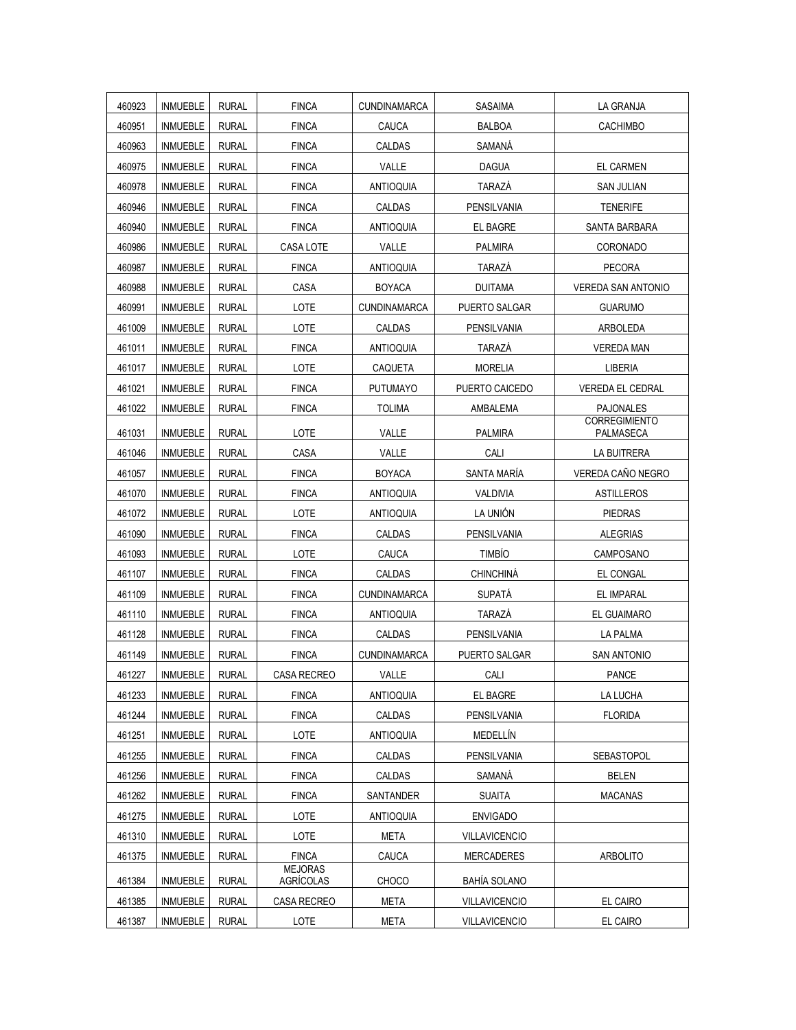| | | | | | | |
|---|---|---|---|---|---|---|
| 460923 | INMUEBLE | RURAL | FINCA | CUNDINAMARCA | SASAIMA | LA GRANJA |
| 460951 | INMUEBLE | RURAL | FINCA | CAUCA | BALBOA | CACHIMBO |
| 460963 | INMUEBLE | RURAL | FINCA | CALDAS | SAMANÁ | |
| 460975 | INMUEBLE | RURAL | FINCA | VALLE | DAGUA | EL CARMEN |
| 460978 | INMUEBLE | RURAL | FINCA | ANTIOQUIA | TARAZÁ | SAN JULIAN |
| 460946 | INMUEBLE | RURAL | FINCA | CALDAS | PENSILVANIA | TENERIFE |
| 460940 | INMUEBLE | RURAL | FINCA | ANTIOQUIA | EL BAGRE | SANTA BARBARA |
| 460986 | INMUEBLE | RURAL | CASA LOTE | VALLE | PALMIRA | CORONADO |
| 460987 | INMUEBLE | RURAL | FINCA | ANTIOQUIA | TARAZÁ | PECORA |
| 460988 | INMUEBLE | RURAL | CASA | BOYACA | DUITAMA | VEREDA SAN ANTONIO |
| 460991 | INMUEBLE | RURAL | LOTE | CUNDINAMARCA | PUERTO SALGAR | GUARUMO |
| 461009 | INMUEBLE | RURAL | LOTE | CALDAS | PENSILVANIA | ARBOLEDA |
| 461011 | INMUEBLE | RURAL | FINCA | ANTIOQUIA | TARAZÁ | VEREDA MAN |
| 461017 | INMUEBLE | RURAL | LOTE | CAQUETA | MORELIA | LIBERIA |
| 461021 | INMUEBLE | RURAL | FINCA | PUTUMAYO | PUERTO CAICEDO | VEREDA EL CEDRAL |
| 461022 | INMUEBLE | RURAL | FINCA | TOLIMA | AMBALEMA | PAJONALES |
| 461031 | INMUEBLE | RURAL | LOTE | VALLE | PALMIRA | CORREGIMIENTO PALMASECA |
| 461046 | INMUEBLE | RURAL | CASA | VALLE | CALI | LA BUITRERA |
| 461057 | INMUEBLE | RURAL | FINCA | BOYACA | SANTA MARÍA | VEREDA CAÑO NEGRO |
| 461070 | INMUEBLE | RURAL | FINCA | ANTIOQUIA | VALDIVIA | ASTILLEROS |
| 461072 | INMUEBLE | RURAL | LOTE | ANTIOQUIA | LA UNIÓN | PIEDRAS |
| 461090 | INMUEBLE | RURAL | FINCA | CALDAS | PENSILVANIA | ALEGRIAS |
| 461093 | INMUEBLE | RURAL | LOTE | CAUCA | TIMBÍO | CAMPOSANO |
| 461107 | INMUEBLE | RURAL | FINCA | CALDAS | CHINCHINÁ | EL CONGAL |
| 461109 | INMUEBLE | RURAL | FINCA | CUNDINAMARCA | SUPATÁ | EL IMPARAL |
| 461110 | INMUEBLE | RURAL | FINCA | ANTIOQUIA | TARAZÁ | EL GUAIMARO |
| 461128 | INMUEBLE | RURAL | FINCA | CALDAS | PENSILVANIA | LA PALMA |
| 461149 | INMUEBLE | RURAL | FINCA | CUNDINAMARCA | PUERTO SALGAR | SAN ANTONIO |
| 461227 | INMUEBLE | RURAL | CASA RECREO | VALLE | CALI | PANCE |
| 461233 | INMUEBLE | RURAL | FINCA | ANTIOQUIA | EL BAGRE | LA LUCHA |
| 461244 | INMUEBLE | RURAL | FINCA | CALDAS | PENSILVANIA | FLORIDA |
| 461251 | INMUEBLE | RURAL | LOTE | ANTIOQUIA | MEDELLÍN | |
| 461255 | INMUEBLE | RURAL | FINCA | CALDAS | PENSILVANIA | SEBASTOPOL |
| 461256 | INMUEBLE | RURAL | FINCA | CALDAS | SAMANÁ | BELEN |
| 461262 | INMUEBLE | RURAL | FINCA | SANTANDER | SUAITA | MACANAS |
| 461275 | INMUEBLE | RURAL | LOTE | ANTIOQUIA | ENVIGADO | |
| 461310 | INMUEBLE | RURAL | LOTE | META | VILLAVICENCIO | |
| 461375 | INMUEBLE | RURAL | FINCA | CAUCA | MERCADERES | ARBOLITO |
| 461384 | INMUEBLE | RURAL | MEJORAS AGRÍCOLAS | CHOCO | BAHÍA SOLANO | |
| 461385 | INMUEBLE | RURAL | CASA RECREO | META | VILLAVICENCIO | EL CAIRO |
| 461387 | INMUEBLE | RURAL | LOTE | META | VILLAVICENCIO | EL CAIRO |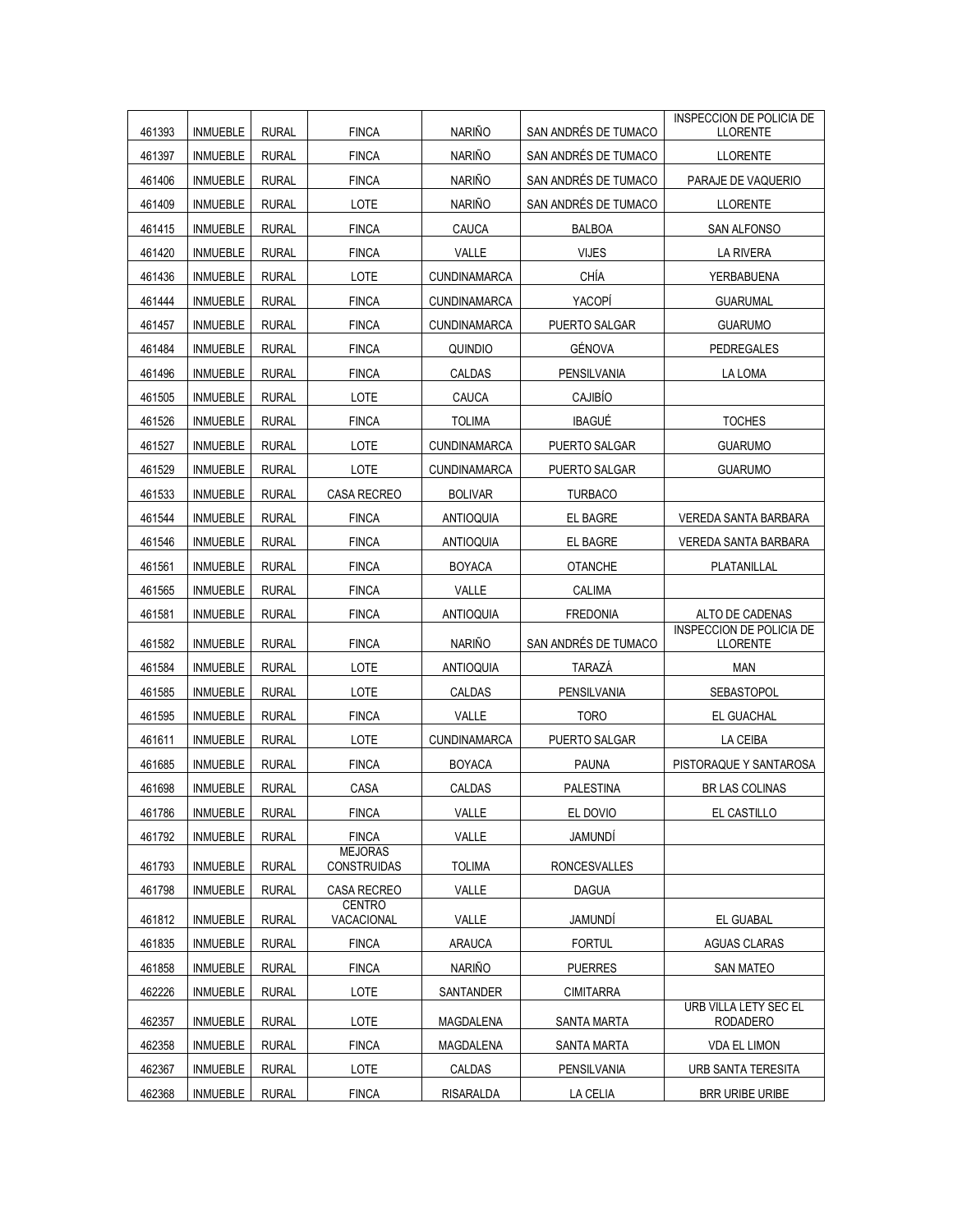| 461393 | INMUEBLE | RURAL | FINCA | NARIÑO | SAN ANDRÉS DE TUMACO | INSPECCION DE POLICIA DE LLORENTE |
|---|---|---|---|---|---|---|
| 461397 | INMUEBLE | RURAL | FINCA | NARIÑO | SAN ANDRÉS DE TUMACO | LLORENTE |
| 461406 | INMUEBLE | RURAL | FINCA | NARIÑO | SAN ANDRÉS DE TUMACO | PARAJE DE VAQUERIO |
| 461409 | INMUEBLE | RURAL | LOTE | NARIÑO | SAN ANDRÉS DE TUMACO | LLORENTE |
| 461415 | INMUEBLE | RURAL | FINCA | CAUCA | BALBOA | SAN ALFONSO |
| 461420 | INMUEBLE | RURAL | FINCA | VALLE | VIJES | LA RIVERA |
| 461436 | INMUEBLE | RURAL | LOTE | CUNDINAMARCA | CHÍA | YERBABUENA |
| 461444 | INMUEBLE | RURAL | FINCA | CUNDINAMARCA | YACOPÍ | GUARUMAL |
| 461457 | INMUEBLE | RURAL | FINCA | CUNDINAMARCA | PUERTO SALGAR | GUARUMO |
| 461484 | INMUEBLE | RURAL | FINCA | QUINDIO | GÉNOVA | PEDREGALES |
| 461496 | INMUEBLE | RURAL | FINCA | CALDAS | PENSILVANIA | LA LOMA |
| 461505 | INMUEBLE | RURAL | LOTE | CAUCA | CAJIBÍO | |
| 461526 | INMUEBLE | RURAL | FINCA | TOLIMA | IBAGUÉ | TOCHES |
| 461527 | INMUEBLE | RURAL | LOTE | CUNDINAMARCA | PUERTO SALGAR | GUARUMO |
| 461529 | INMUEBLE | RURAL | LOTE | CUNDINAMARCA | PUERTO SALGAR | GUARUMO |
| 461533 | INMUEBLE | RURAL | CASA RECREO | BOLIVAR | TURBACO | |
| 461544 | INMUEBLE | RURAL | FINCA | ANTIOQUIA | EL BAGRE | VEREDA SANTA BARBARA |
| 461546 | INMUEBLE | RURAL | FINCA | ANTIOQUIA | EL BAGRE | VEREDA SANTA BARBARA |
| 461561 | INMUEBLE | RURAL | FINCA | BOYACA | OTANCHE | PLATANILLAL |
| 461565 | INMUEBLE | RURAL | FINCA | VALLE | CALIMA | |
| 461581 | INMUEBLE | RURAL | FINCA | ANTIOQUIA | FREDONIA | ALTO DE CADENAS |
| 461582 | INMUEBLE | RURAL | FINCA | NARIÑO | SAN ANDRÉS DE TUMACO | INSPECCION DE POLICIA DE LLORENTE |
| 461584 | INMUEBLE | RURAL | LOTE | ANTIOQUIA | TARAZÁ | MAN |
| 461585 | INMUEBLE | RURAL | LOTE | CALDAS | PENSILVANIA | SEBASTOPOL |
| 461595 | INMUEBLE | RURAL | FINCA | VALLE | TORO | EL GUACHAL |
| 461611 | INMUEBLE | RURAL | LOTE | CUNDINAMARCA | PUERTO SALGAR | LA CEIBA |
| 461685 | INMUEBLE | RURAL | FINCA | BOYACA | PAUNA | PISTORAQUE Y SANTAROSA |
| 461698 | INMUEBLE | RURAL | CASA | CALDAS | PALESTINA | BR LAS COLINAS |
| 461786 | INMUEBLE | RURAL | FINCA | VALLE | EL DOVIO | EL CASTILLO |
| 461792 | INMUEBLE | RURAL | FINCA | VALLE | JAMUNDÍ | |
| 461793 | INMUEBLE | RURAL | MEJORAS CONSTRUIDAS | TOLIMA | RONCESVALLES | |
| 461798 | INMUEBLE | RURAL | CASA RECREO | VALLE | DAGUA | |
| 461812 | INMUEBLE | RURAL | CENTRO VACACIONAL | VALLE | JAMUNDÍ | EL GUABAL |
| 461835 | INMUEBLE | RURAL | FINCA | ARAUCA | FORTUL | AGUAS CLARAS |
| 461858 | INMUEBLE | RURAL | FINCA | NARIÑO | PUERRES | SAN MATEO |
| 462226 | INMUEBLE | RURAL | LOTE | SANTANDER | CIMITARRA | |
| 462357 | INMUEBLE | RURAL | LOTE | MAGDALENA | SANTA MARTA | URB VILLA LETY SEC EL RODADERO |
| 462358 | INMUEBLE | RURAL | FINCA | MAGDALENA | SANTA MARTA | VDA EL LIMON |
| 462367 | INMUEBLE | RURAL | LOTE | CALDAS | PENSILVANIA | URB SANTA TERESITA |
| 462368 | INMUEBLE | RURAL | FINCA | RISARALDA | LA CELIA | BRR URIBE URIBE |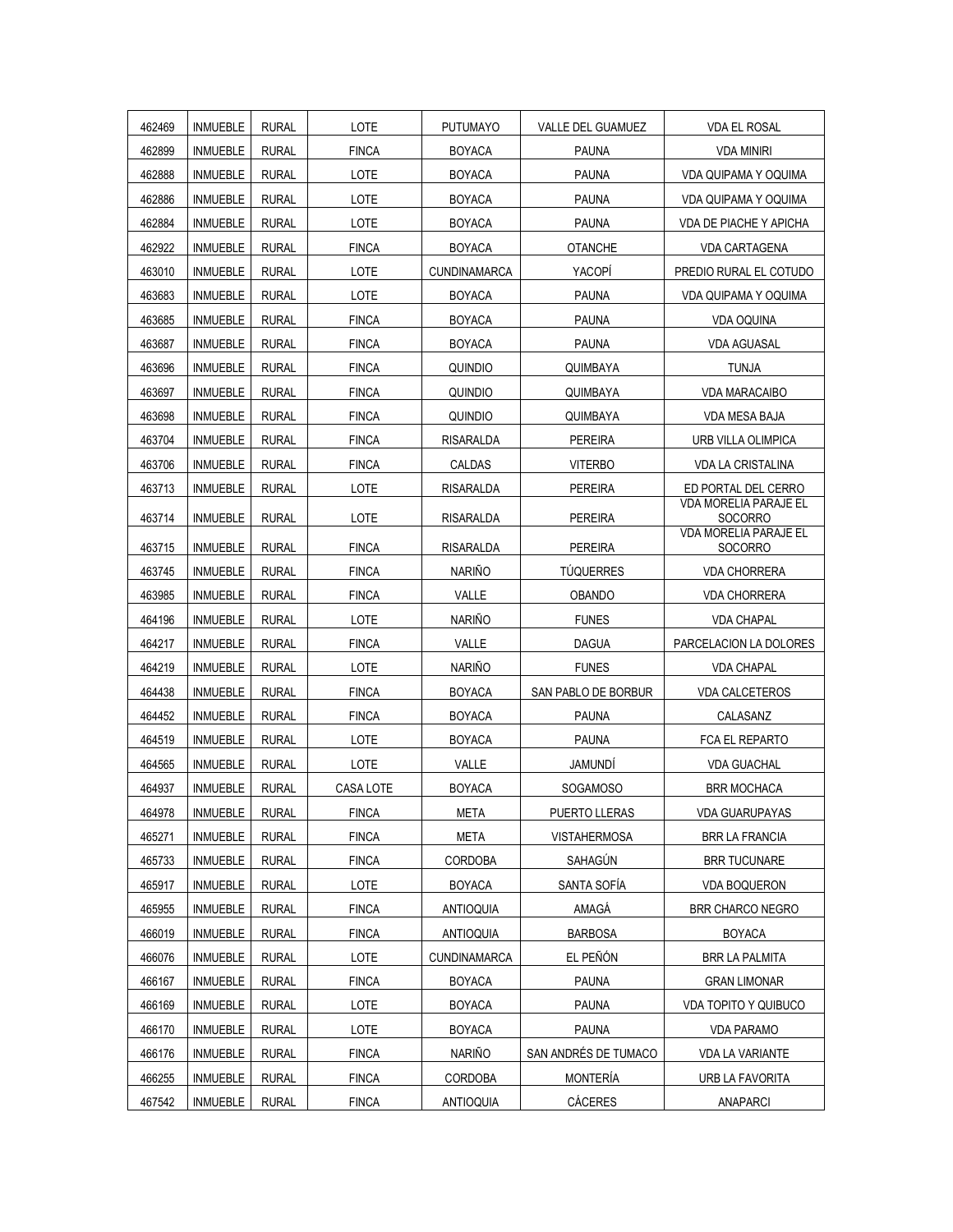| | | | | | | |
|---|---|---|---|---|---|---|
| 462469 | INMUEBLE | RURAL | LOTE | PUTUMAYO | VALLE DEL GUAMUEZ | VDA EL ROSAL |
| 462899 | INMUEBLE | RURAL | FINCA | BOYACA | PAUNA | VDA MINIRI |
| 462888 | INMUEBLE | RURAL | LOTE | BOYACA | PAUNA | VDA QUIPAMA Y OQUIMA |
| 462886 | INMUEBLE | RURAL | LOTE | BOYACA | PAUNA | VDA QUIPAMA Y OQUIMA |
| 462884 | INMUEBLE | RURAL | LOTE | BOYACA | PAUNA | VDA DE PIACHE Y APICHA |
| 462922 | INMUEBLE | RURAL | FINCA | BOYACA | OTANCHE | VDA CARTAGENA |
| 463010 | INMUEBLE | RURAL | LOTE | CUNDINAMARCA | YACOPÍ | PREDIO RURAL EL COTUDO |
| 463683 | INMUEBLE | RURAL | LOTE | BOYACA | PAUNA | VDA QUIPAMA Y OQUIMA |
| 463685 | INMUEBLE | RURAL | FINCA | BOYACA | PAUNA | VDA OQUINA |
| 463687 | INMUEBLE | RURAL | FINCA | BOYACA | PAUNA | VDA AGUASAL |
| 463696 | INMUEBLE | RURAL | FINCA | QUINDIO | QUIMBAYA | TUNJA |
| 463697 | INMUEBLE | RURAL | FINCA | QUINDIO | QUIMBAYA | VDA MARACAIBO |
| 463698 | INMUEBLE | RURAL | FINCA | QUINDIO | QUIMBAYA | VDA MESA BAJA |
| 463704 | INMUEBLE | RURAL | FINCA | RISARALDA | PEREIRA | URB VILLA OLIMPICA |
| 463706 | INMUEBLE | RURAL | FINCA | CALDAS | VITERBO | VDA LA CRISTALINA |
| 463713 | INMUEBLE | RURAL | LOTE | RISARALDA | PEREIRA | ED PORTAL DEL CERRO |
| 463714 | INMUEBLE | RURAL | LOTE | RISARALDA | PEREIRA | VDA MORELIA PARAJE EL SOCORRO |
| 463715 | INMUEBLE | RURAL | FINCA | RISARALDA | PEREIRA | VDA MORELIA PARAJE EL SOCORRO |
| 463745 | INMUEBLE | RURAL | FINCA | NARIÑO | TÚQUERRES | VDA CHORRERA |
| 463985 | INMUEBLE | RURAL | FINCA | VALLE | OBANDO | VDA CHORRERA |
| 464196 | INMUEBLE | RURAL | LOTE | NARIÑO | FUNES | VDA CHAPAL |
| 464217 | INMUEBLE | RURAL | FINCA | VALLE | DAGUA | PARCELACION LA DOLORES |
| 464219 | INMUEBLE | RURAL | LOTE | NARIÑO | FUNES | VDA CHAPAL |
| 464438 | INMUEBLE | RURAL | FINCA | BOYACA | SAN PABLO DE BORBUR | VDA CALCETEROS |
| 464452 | INMUEBLE | RURAL | FINCA | BOYACA | PAUNA | CALASANZ |
| 464519 | INMUEBLE | RURAL | LOTE | BOYACA | PAUNA | FCA EL REPARTO |
| 464565 | INMUEBLE | RURAL | LOTE | VALLE | JAMUNDÍ | VDA GUACHAL |
| 464937 | INMUEBLE | RURAL | CASA LOTE | BOYACA | SOGAMOSO | BRR MOCHACA |
| 464978 | INMUEBLE | RURAL | FINCA | META | PUERTO LLERAS | VDA GUARUPAYAS |
| 465271 | INMUEBLE | RURAL | FINCA | META | VISTAHERMOSA | BRR LA FRANCIA |
| 465733 | INMUEBLE | RURAL | FINCA | CORDOBA | SAHAGÚN | BRR TUCUNARE |
| 465917 | INMUEBLE | RURAL | LOTE | BOYACA | SANTA SOFÍA | VDA BOQUERON |
| 465955 | INMUEBLE | RURAL | FINCA | ANTIOQUIA | AMAGÁ | BRR CHARCO NEGRO |
| 466019 | INMUEBLE | RURAL | FINCA | ANTIOQUIA | BARBOSA | BOYACA |
| 466076 | INMUEBLE | RURAL | LOTE | CUNDINAMARCA | EL PEÑÓN | BRR LA PALMITA |
| 466167 | INMUEBLE | RURAL | FINCA | BOYACA | PAUNA | GRAN LIMONAR |
| 466169 | INMUEBLE | RURAL | LOTE | BOYACA | PAUNA | VDA TOPITO Y QUIBUCO |
| 466170 | INMUEBLE | RURAL | LOTE | BOYACA | PAUNA | VDA PARAMO |
| 466176 | INMUEBLE | RURAL | FINCA | NARIÑO | SAN ANDRÉS DE TUMACO | VDA LA VARIANTE |
| 466255 | INMUEBLE | RURAL | FINCA | CORDOBA | MONTERÍA | URB LA FAVORITA |
| 467542 | INMUEBLE | RURAL | FINCA | ANTIOQUIA | CÁCERES | ANAPARCI |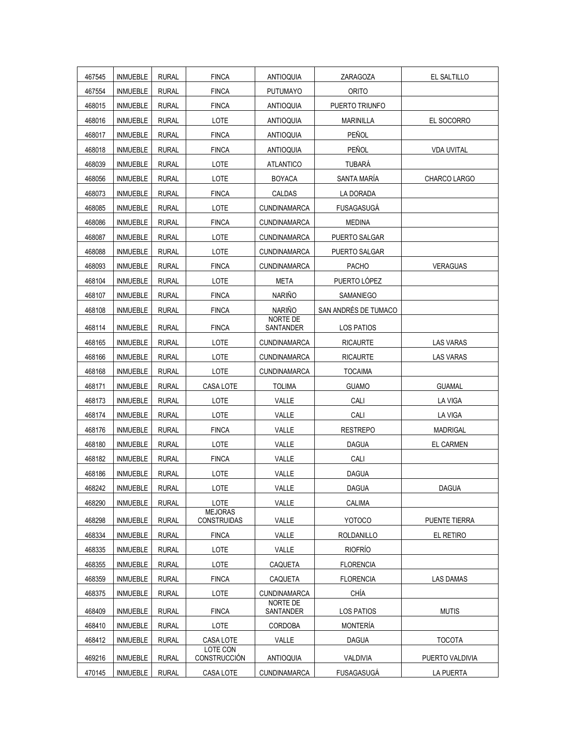| 467545 | INMUEBLE | RURAL | FINCA | ANTIOQUIA | ZARAGOZA | EL SALTILLO |
|---|---|---|---|---|---|---|
| 467554 | INMUEBLE | RURAL | FINCA | PUTUMAYO | ORITO | |
| 468015 | INMUEBLE | RURAL | FINCA | ANTIOQUIA | PUERTO TRIUNFO | |
| 468016 | INMUEBLE | RURAL | LOTE | ANTIOQUIA | MARINILLA | EL SOCORRO |
| 468017 | INMUEBLE | RURAL | FINCA | ANTIOQUIA | PEÑOL | |
| 468018 | INMUEBLE | RURAL | FINCA | ANTIOQUIA | PEÑOL | VDA UVITAL |
| 468039 | INMUEBLE | RURAL | LOTE | ATLANTICO | TUBARÁ | |
| 468056 | INMUEBLE | RURAL | LOTE | BOYACA | SANTA MARÍA | CHARCO LARGO |
| 468073 | INMUEBLE | RURAL | FINCA | CALDAS | LA DORADA | |
| 468085 | INMUEBLE | RURAL | LOTE | CUNDINAMARCA | FUSAGASUGÁ | |
| 468086 | INMUEBLE | RURAL | FINCA | CUNDINAMARCA | MEDINA | |
| 468087 | INMUEBLE | RURAL | LOTE | CUNDINAMARCA | PUERTO SALGAR | |
| 468088 | INMUEBLE | RURAL | LOTE | CUNDINAMARCA | PUERTO SALGAR | |
| 468093 | INMUEBLE | RURAL | FINCA | CUNDINAMARCA | PACHO | VERAGUAS |
| 468104 | INMUEBLE | RURAL | LOTE | META | PUERTO LÓPEZ | |
| 468107 | INMUEBLE | RURAL | FINCA | NARIÑO | SAMANIEGO | |
| 468108 | INMUEBLE | RURAL | FINCA | NARIÑO | SAN ANDRÉS DE TUMACO | |
| 468114 | INMUEBLE | RURAL | FINCA | NORTE DE SANTANDER | LOS PATIOS | |
| 468165 | INMUEBLE | RURAL | LOTE | CUNDINAMARCA | RICAURTE | LAS VARAS |
| 468166 | INMUEBLE | RURAL | LOTE | CUNDINAMARCA | RICAURTE | LAS VARAS |
| 468168 | INMUEBLE | RURAL | LOTE | CUNDINAMARCA | TOCAIMA | |
| 468171 | INMUEBLE | RURAL | CASA LOTE | TOLIMA | GUAMO | GUAMAL |
| 468173 | INMUEBLE | RURAL | LOTE | VALLE | CALI | LA VIGA |
| 468174 | INMUEBLE | RURAL | LOTE | VALLE | CALI | LA VIGA |
| 468176 | INMUEBLE | RURAL | FINCA | VALLE | RESTREPO | MADRIGAL |
| 468180 | INMUEBLE | RURAL | LOTE | VALLE | DAGUA | EL CARMEN |
| 468182 | INMUEBLE | RURAL | FINCA | VALLE | CALI | |
| 468186 | INMUEBLE | RURAL | LOTE | VALLE | DAGUA | |
| 468242 | INMUEBLE | RURAL | LOTE | VALLE | DAGUA | DAGUA |
| 468290 | INMUEBLE | RURAL | LOTE | VALLE | CALIMA | |
| 468298 | INMUEBLE | RURAL | MEJORAS CONSTRUIDAS | VALLE | YOTOCO | PUENTE TIERRA |
| 468334 | INMUEBLE | RURAL | FINCA | VALLE | ROLDANILLO | EL RETIRO |
| 468335 | INMUEBLE | RURAL | LOTE | VALLE | RIOFRÍO | |
| 468355 | INMUEBLE | RURAL | LOTE | CAQUETA | FLORENCIA | |
| 468359 | INMUEBLE | RURAL | FINCA | CAQUETA | FLORENCIA | LAS DAMAS |
| 468375 | INMUEBLE | RURAL | LOTE | CUNDINAMARCA | CHÍA | |
| 468409 | INMUEBLE | RURAL | FINCA | NORTE DE SANTANDER | LOS PATIOS | MUTIS |
| 468410 | INMUEBLE | RURAL | LOTE | CORDOBA | MONTERÍA | |
| 468412 | INMUEBLE | RURAL | CASA LOTE | VALLE | DAGUA | TOCOTA |
| 469216 | INMUEBLE | RURAL | LOTE CON CONSTRUCCIÓN | ANTIOQUIA | VALDIVIA | PUERTO VALDIVIA |
| 470145 | INMUEBLE | RURAL | CASA LOTE | CUNDINAMARCA | FUSAGASUGÁ | LA PUERTA |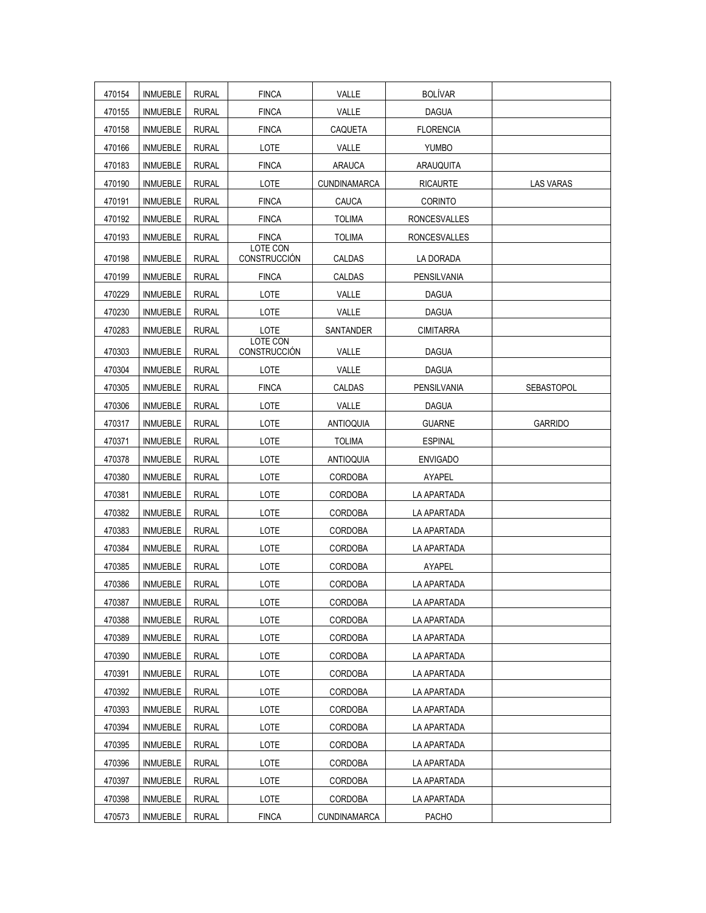| | | | | | | |
|---|---|---|---|---|---|---|
| 470154 | INMUEBLE | RURAL | FINCA | VALLE | BOLÍVAR | |
| 470155 | INMUEBLE | RURAL | FINCA | VALLE | DAGUA | |
| 470158 | INMUEBLE | RURAL | FINCA | CAQUETA | FLORENCIA | |
| 470166 | INMUEBLE | RURAL | LOTE | VALLE | YUMBO | |
| 470183 | INMUEBLE | RURAL | FINCA | ARAUCA | ARAUQUITA | |
| 470190 | INMUEBLE | RURAL | LOTE | CUNDINAMARCA | RICAURTE | LAS VARAS |
| 470191 | INMUEBLE | RURAL | FINCA | CAUCA | CORINTO | |
| 470192 | INMUEBLE | RURAL | FINCA | TOLIMA | RONCESVALLES | |
| 470193 | INMUEBLE | RURAL | FINCA | TOLIMA | RONCESVALLES | |
| 470198 | INMUEBLE | RURAL | LOTE CON CONSTRUCCIÓN | CALDAS | LA DORADA | |
| 470199 | INMUEBLE | RURAL | FINCA | CALDAS | PENSILVANIA | |
| 470229 | INMUEBLE | RURAL | LOTE | VALLE | DAGUA | |
| 470230 | INMUEBLE | RURAL | LOTE | VALLE | DAGUA | |
| 470283 | INMUEBLE | RURAL | LOTE | SANTANDER | CIMITARRA | |
| 470303 | INMUEBLE | RURAL | LOTE CON CONSTRUCCIÓN | VALLE | DAGUA | |
| 470304 | INMUEBLE | RURAL | LOTE | VALLE | DAGUA | |
| 470305 | INMUEBLE | RURAL | FINCA | CALDAS | PENSILVANIA | SEBASTOPOL |
| 470306 | INMUEBLE | RURAL | LOTE | VALLE | DAGUA | |
| 470317 | INMUEBLE | RURAL | LOTE | ANTIOQUIA | GUARNE | GARRIDO |
| 470371 | INMUEBLE | RURAL | LOTE | TOLIMA | ESPINAL | |
| 470378 | INMUEBLE | RURAL | LOTE | ANTIOQUIA | ENVIGADO | |
| 470380 | INMUEBLE | RURAL | LOTE | CORDOBA | AYAPEL | |
| 470381 | INMUEBLE | RURAL | LOTE | CORDOBA | LA APARTADA | |
| 470382 | INMUEBLE | RURAL | LOTE | CORDOBA | LA APARTADA | |
| 470383 | INMUEBLE | RURAL | LOTE | CORDOBA | LA APARTADA | |
| 470384 | INMUEBLE | RURAL | LOTE | CORDOBA | LA APARTADA | |
| 470385 | INMUEBLE | RURAL | LOTE | CORDOBA | AYAPEL | |
| 470386 | INMUEBLE | RURAL | LOTE | CORDOBA | LA APARTADA | |
| 470387 | INMUEBLE | RURAL | LOTE | CORDOBA | LA APARTADA | |
| 470388 | INMUEBLE | RURAL | LOTE | CORDOBA | LA APARTADA | |
| 470389 | INMUEBLE | RURAL | LOTE | CORDOBA | LA APARTADA | |
| 470390 | INMUEBLE | RURAL | LOTE | CORDOBA | LA APARTADA | |
| 470391 | INMUEBLE | RURAL | LOTE | CORDOBA | LA APARTADA | |
| 470392 | INMUEBLE | RURAL | LOTE | CORDOBA | LA APARTADA | |
| 470393 | INMUEBLE | RURAL | LOTE | CORDOBA | LA APARTADA | |
| 470394 | INMUEBLE | RURAL | LOTE | CORDOBA | LA APARTADA | |
| 470395 | INMUEBLE | RURAL | LOTE | CORDOBA | LA APARTADA | |
| 470396 | INMUEBLE | RURAL | LOTE | CORDOBA | LA APARTADA | |
| 470397 | INMUEBLE | RURAL | LOTE | CORDOBA | LA APARTADA | |
| 470398 | INMUEBLE | RURAL | LOTE | CORDOBA | LA APARTADA | |
| 470573 | INMUEBLE | RURAL | FINCA | CUNDINAMARCA | PACHO | |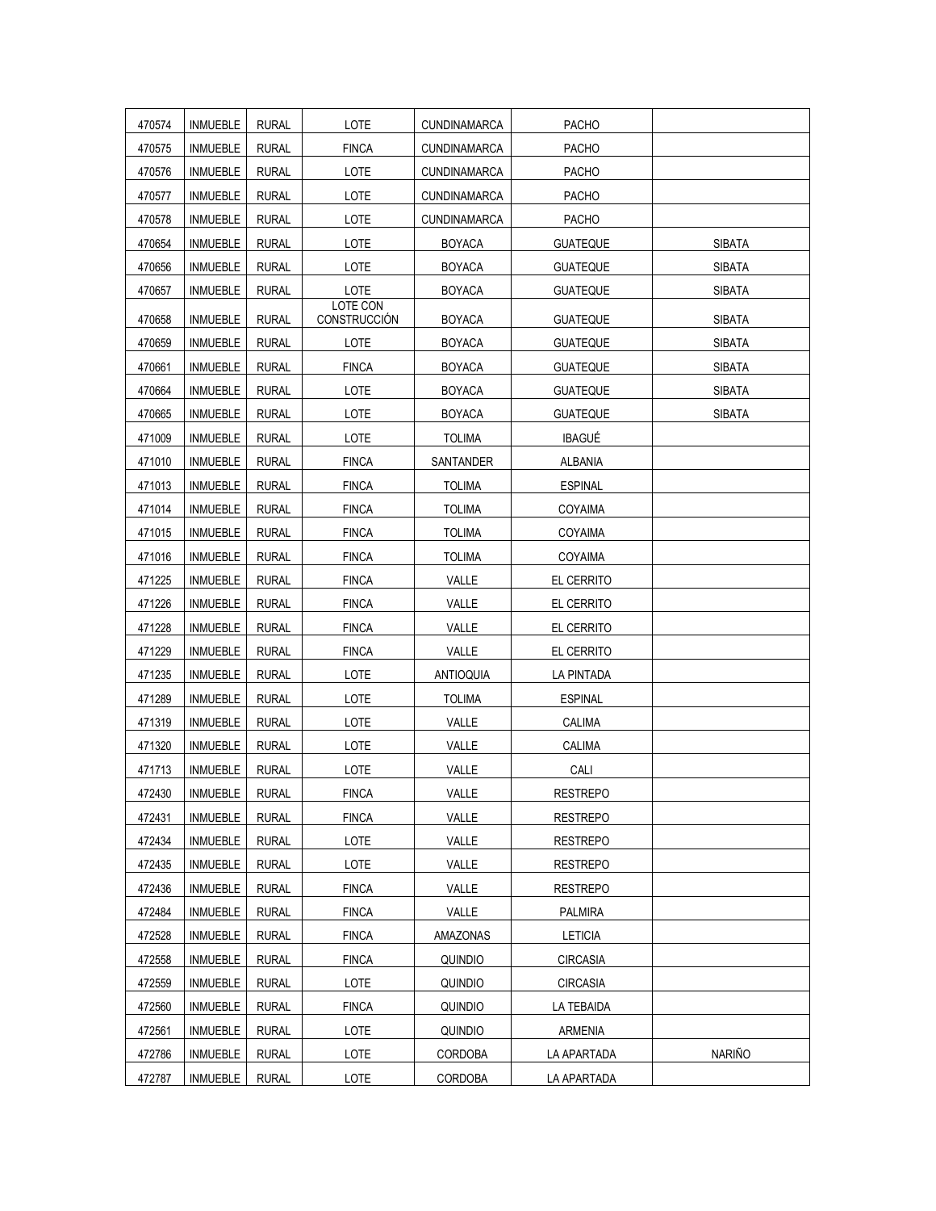| 470574 | INMUEBLE | RURAL | LOTE | CUNDINAMARCA | PACHO | |
|---|---|---|---|---|---|---|
| 470575 | INMUEBLE | RURAL | FINCA | CUNDINAMARCA | PACHO | |
| 470576 | INMUEBLE | RURAL | LOTE | CUNDINAMARCA | PACHO | |
| 470577 | INMUEBLE | RURAL | LOTE | CUNDINAMARCA | PACHO | |
| 470578 | INMUEBLE | RURAL | LOTE | CUNDINAMARCA | PACHO | |
| 470654 | INMUEBLE | RURAL | LOTE | BOYACA | GUATEQUE | SIBATA |
| 470656 | INMUEBLE | RURAL | LOTE | BOYACA | GUATEQUE | SIBATA |
| 470657 | INMUEBLE | RURAL | LOTE | BOYACA | GUATEQUE | SIBATA |
| 470658 | INMUEBLE | RURAL | LOTE CON CONSTRUCCIÓN | BOYACA | GUATEQUE | SIBATA |
| 470659 | INMUEBLE | RURAL | LOTE | BOYACA | GUATEQUE | SIBATA |
| 470661 | INMUEBLE | RURAL | FINCA | BOYACA | GUATEQUE | SIBATA |
| 470664 | INMUEBLE | RURAL | LOTE | BOYACA | GUATEQUE | SIBATA |
| 470665 | INMUEBLE | RURAL | LOTE | BOYACA | GUATEQUE | SIBATA |
| 471009 | INMUEBLE | RURAL | LOTE | TOLIMA | IBAGUÉ | |
| 471010 | INMUEBLE | RURAL | FINCA | SANTANDER | ALBANIA | |
| 471013 | INMUEBLE | RURAL | FINCA | TOLIMA | ESPINAL | |
| 471014 | INMUEBLE | RURAL | FINCA | TOLIMA | COYAIMA | |
| 471015 | INMUEBLE | RURAL | FINCA | TOLIMA | COYAIMA | |
| 471016 | INMUEBLE | RURAL | FINCA | TOLIMA | COYAIMA | |
| 471225 | INMUEBLE | RURAL | FINCA | VALLE | EL CERRITO | |
| 471226 | INMUEBLE | RURAL | FINCA | VALLE | EL CERRITO | |
| 471228 | INMUEBLE | RURAL | FINCA | VALLE | EL CERRITO | |
| 471229 | INMUEBLE | RURAL | FINCA | VALLE | EL CERRITO | |
| 471235 | INMUEBLE | RURAL | LOTE | ANTIOQUIA | LA PINTADA | |
| 471289 | INMUEBLE | RURAL | LOTE | TOLIMA | ESPINAL | |
| 471319 | INMUEBLE | RURAL | LOTE | VALLE | CALIMA | |
| 471320 | INMUEBLE | RURAL | LOTE | VALLE | CALIMA | |
| 471713 | INMUEBLE | RURAL | LOTE | VALLE | CALI | |
| 472430 | INMUEBLE | RURAL | FINCA | VALLE | RESTREPO | |
| 472431 | INMUEBLE | RURAL | FINCA | VALLE | RESTREPO | |
| 472434 | INMUEBLE | RURAL | LOTE | VALLE | RESTREPO | |
| 472435 | INMUEBLE | RURAL | LOTE | VALLE | RESTREPO | |
| 472436 | INMUEBLE | RURAL | FINCA | VALLE | RESTREPO | |
| 472484 | INMUEBLE | RURAL | FINCA | VALLE | PALMIRA | |
| 472528 | INMUEBLE | RURAL | FINCA | AMAZONAS | LETICIA | |
| 472558 | INMUEBLE | RURAL | FINCA | QUINDIO | CIRCASIA | |
| 472559 | INMUEBLE | RURAL | LOTE | QUINDIO | CIRCASIA | |
| 472560 | INMUEBLE | RURAL | FINCA | QUINDIO | LA TEBAIDA | |
| 472561 | INMUEBLE | RURAL | LOTE | QUINDIO | ARMENIA | |
| 472786 | INMUEBLE | RURAL | LOTE | CORDOBA | LA APARTADA | NARIÑO |
| 472787 | INMUEBLE | RURAL | LOTE | CORDOBA | LA APARTADA | |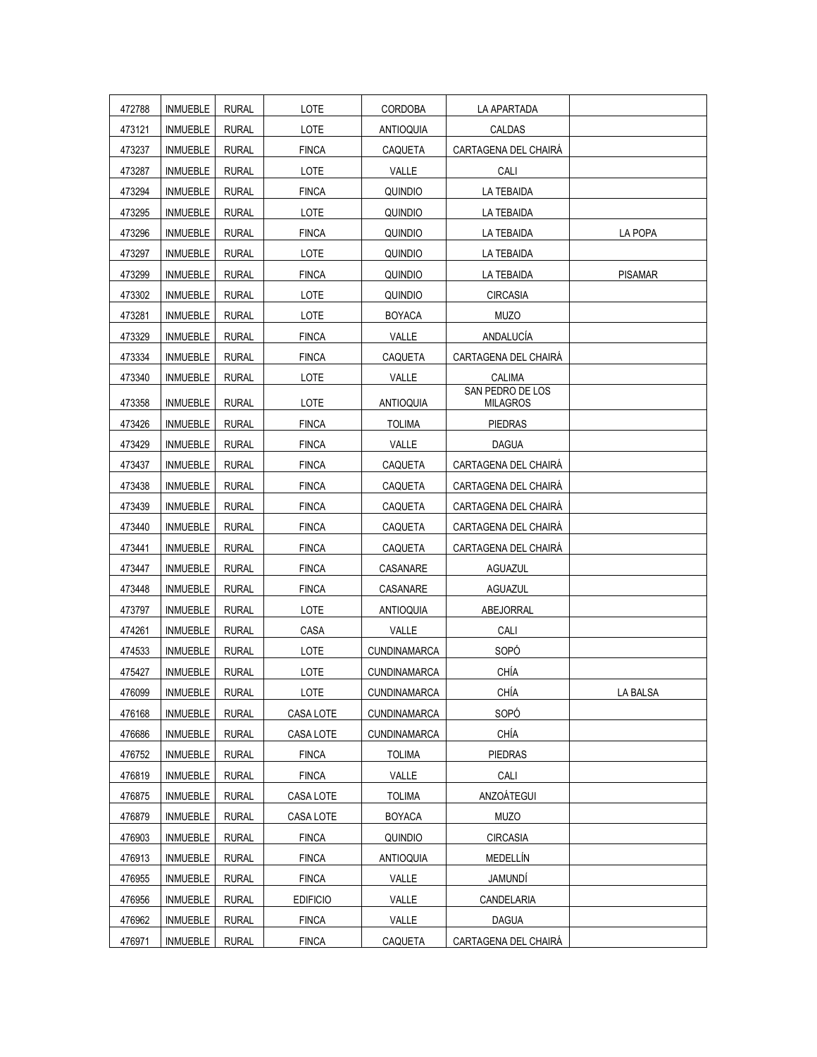| | | | | | | |
|---|---|---|---|---|---|---|
| 472788 | INMUEBLE | RURAL | LOTE | CORDOBA | LA APARTADA | |
| 473121 | INMUEBLE | RURAL | LOTE | ANTIOQUIA | CALDAS | |
| 473237 | INMUEBLE | RURAL | FINCA | CAQUETA | CARTAGENA DEL CHAIRÁ | |
| 473287 | INMUEBLE | RURAL | LOTE | VALLE | CALI | |
| 473294 | INMUEBLE | RURAL | FINCA | QUINDIO | LA TEBAIDA | |
| 473295 | INMUEBLE | RURAL | LOTE | QUINDIO | LA TEBAIDA | |
| 473296 | INMUEBLE | RURAL | FINCA | QUINDIO | LA TEBAIDA | LA POPA |
| 473297 | INMUEBLE | RURAL | LOTE | QUINDIO | LA TEBAIDA | |
| 473299 | INMUEBLE | RURAL | FINCA | QUINDIO | LA TEBAIDA | PISAMAR |
| 473302 | INMUEBLE | RURAL | LOTE | QUINDIO | CIRCASIA | |
| 473281 | INMUEBLE | RURAL | LOTE | BOYACA | MUZO | |
| 473329 | INMUEBLE | RURAL | FINCA | VALLE | ANDALUCÍA | |
| 473334 | INMUEBLE | RURAL | FINCA | CAQUETA | CARTAGENA DEL CHAIRÁ | |
| 473340 | INMUEBLE | RURAL | LOTE | VALLE | CALIMA | |
| 473358 | INMUEBLE | RURAL | LOTE | ANTIOQUIA | SAN PEDRO DE LOS MILAGROS | |
| 473426 | INMUEBLE | RURAL | FINCA | TOLIMA | PIEDRAS | |
| 473429 | INMUEBLE | RURAL | FINCA | VALLE | DAGUA | |
| 473437 | INMUEBLE | RURAL | FINCA | CAQUETA | CARTAGENA DEL CHAIRÁ | |
| 473438 | INMUEBLE | RURAL | FINCA | CAQUETA | CARTAGENA DEL CHAIRÁ | |
| 473439 | INMUEBLE | RURAL | FINCA | CAQUETA | CARTAGENA DEL CHAIRÁ | |
| 473440 | INMUEBLE | RURAL | FINCA | CAQUETA | CARTAGENA DEL CHAIRÁ | |
| 473441 | INMUEBLE | RURAL | FINCA | CAQUETA | CARTAGENA DEL CHAIRÁ | |
| 473447 | INMUEBLE | RURAL | FINCA | CASANARE | AGUAZUL | |
| 473448 | INMUEBLE | RURAL | FINCA | CASANARE | AGUAZUL | |
| 473797 | INMUEBLE | RURAL | LOTE | ANTIOQUIA | ABEJORRAL | |
| 474261 | INMUEBLE | RURAL | CASA | VALLE | CALI | |
| 474533 | INMUEBLE | RURAL | LOTE | CUNDINAMARCA | SOPÓ | |
| 475427 | INMUEBLE | RURAL | LOTE | CUNDINAMARCA | CHÍA | |
| 476099 | INMUEBLE | RURAL | LOTE | CUNDINAMARCA | CHÍA | LA BALSA |
| 476168 | INMUEBLE | RURAL | CASA LOTE | CUNDINAMARCA | SOPÓ | |
| 476686 | INMUEBLE | RURAL | CASA LOTE | CUNDINAMARCA | CHÍA | |
| 476752 | INMUEBLE | RURAL | FINCA | TOLIMA | PIEDRAS | |
| 476819 | INMUEBLE | RURAL | FINCA | VALLE | CALI | |
| 476875 | INMUEBLE | RURAL | CASA LOTE | TOLIMA | ANZOÁTEGUI | |
| 476879 | INMUEBLE | RURAL | CASA LOTE | BOYACA | MUZO | |
| 476903 | INMUEBLE | RURAL | FINCA | QUINDIO | CIRCASIA | |
| 476913 | INMUEBLE | RURAL | FINCA | ANTIOQUIA | MEDELLÍN | |
| 476955 | INMUEBLE | RURAL | FINCA | VALLE | JAMUNDÍ | |
| 476956 | INMUEBLE | RURAL | EDIFICIO | VALLE | CANDELARIA | |
| 476962 | INMUEBLE | RURAL | FINCA | VALLE | DAGUA | |
| 476971 | INMUEBLE | RURAL | FINCA | CAQUETA | CARTAGENA DEL CHAIRÁ | |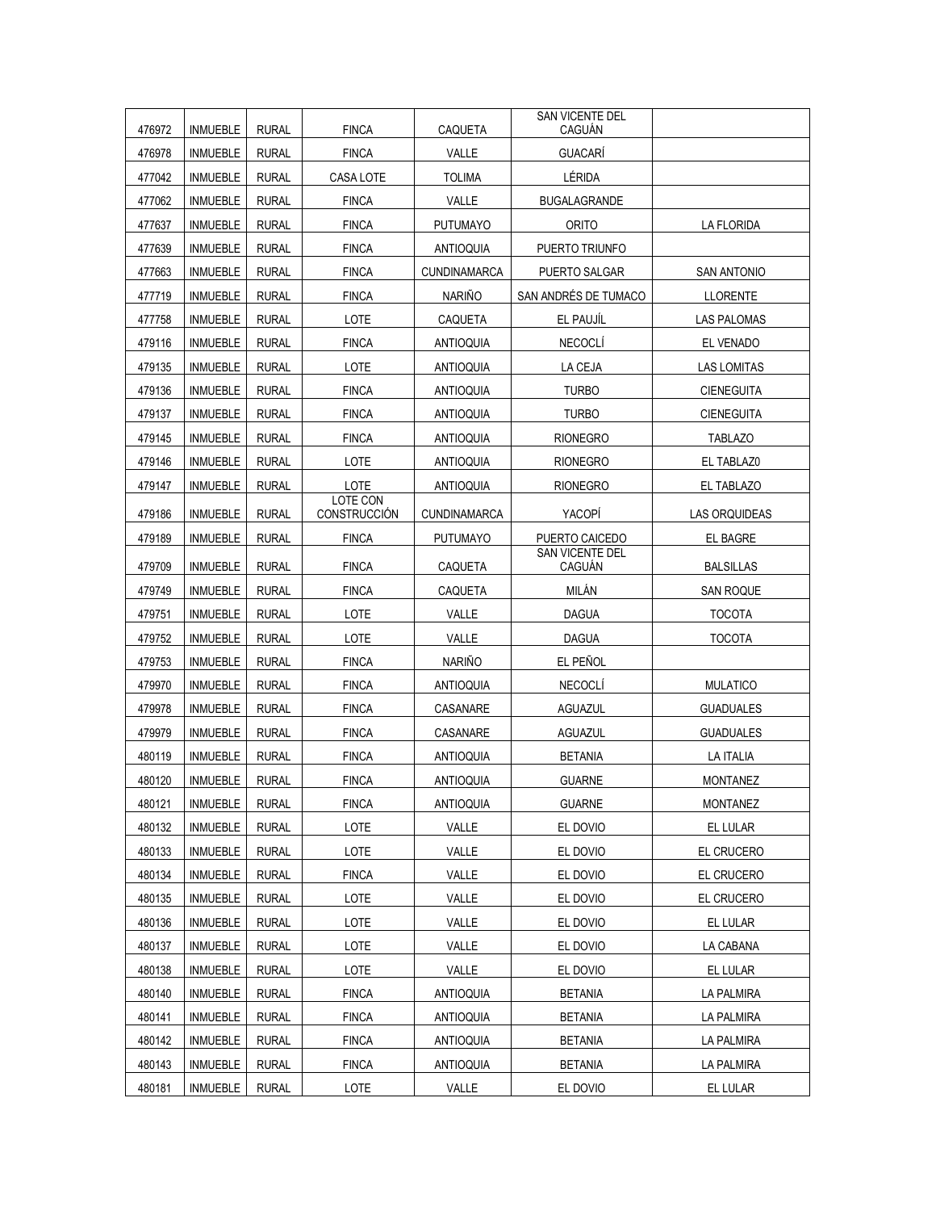| | | | | | | |
|---|---|---|---|---|---|---|
| 476972 | INMUEBLE | RURAL | FINCA | CAQUETA | SAN VICENTE DEL CAGUÁN | |
| 476978 | INMUEBLE | RURAL | FINCA | VALLE | GUACARÍ | |
| 477042 | INMUEBLE | RURAL | CASA LOTE | TOLIMA | LÉRIDA | |
| 477062 | INMUEBLE | RURAL | FINCA | VALLE | BUGALAGRANDE | |
| 477637 | INMUEBLE | RURAL | FINCA | PUTUMAYO | ORITO | LA FLORIDA |
| 477639 | INMUEBLE | RURAL | FINCA | ANTIOQUIA | PUERTO TRIUNFO | |
| 477663 | INMUEBLE | RURAL | FINCA | CUNDINAMARCA | PUERTO SALGAR | SAN ANTONIO |
| 477719 | INMUEBLE | RURAL | FINCA | NARIÑO | SAN ANDRÉS DE TUMACO | LLORENTE |
| 477758 | INMUEBLE | RURAL | LOTE | CAQUETA | EL PAUJÍL | LAS PALOMAS |
| 479116 | INMUEBLE | RURAL | FINCA | ANTIOQUIA | NECOCLÍ | EL VENADO |
| 479135 | INMUEBLE | RURAL | LOTE | ANTIOQUIA | LA CEJA | LAS LOMITAS |
| 479136 | INMUEBLE | RURAL | FINCA | ANTIOQUIA | TURBO | CIENEGUITA |
| 479137 | INMUEBLE | RURAL | FINCA | ANTIOQUIA | TURBO | CIENEGUITA |
| 479145 | INMUEBLE | RURAL | FINCA | ANTIOQUIA | RIONEGRO | TABLAZO |
| 479146 | INMUEBLE | RURAL | LOTE | ANTIOQUIA | RIONEGRO | EL TABLAZ0 |
| 479147 | INMUEBLE | RURAL | LOTE | ANTIOQUIA | RIONEGRO | EL TABLAZO |
| 479186 | INMUEBLE | RURAL | LOTE CON CONSTRUCCIÓN | CUNDINAMARCA | YACOPÍ | LAS ORQUIDEAS |
| 479189 | INMUEBLE | RURAL | FINCA | PUTUMAYO | PUERTO CAICEDO | EL BAGRE |
| 479709 | INMUEBLE | RURAL | FINCA | CAQUETA | SAN VICENTE DEL CAGUÁN | BALSILLAS |
| 479749 | INMUEBLE | RURAL | FINCA | CAQUETA | MILÁN | SAN ROQUE |
| 479751 | INMUEBLE | RURAL | LOTE | VALLE | DAGUA | TOCOTA |
| 479752 | INMUEBLE | RURAL | LOTE | VALLE | DAGUA | TOCOTA |
| 479753 | INMUEBLE | RURAL | FINCA | NARIÑO | EL PEÑOL | |
| 479970 | INMUEBLE | RURAL | FINCA | ANTIOQUIA | NECOCLÍ | MULATICO |
| 479978 | INMUEBLE | RURAL | FINCA | CASANARE | AGUAZUL | GUADUALES |
| 479979 | INMUEBLE | RURAL | FINCA | CASANARE | AGUAZUL | GUADUALES |
| 480119 | INMUEBLE | RURAL | FINCA | ANTIOQUIA | BETANIA | LA ITALIA |
| 480120 | INMUEBLE | RURAL | FINCA | ANTIOQUIA | GUARNE | MONTANEZ |
| 480121 | INMUEBLE | RURAL | FINCA | ANTIOQUIA | GUARNE | MONTANEZ |
| 480132 | INMUEBLE | RURAL | LOTE | VALLE | EL DOVIO | EL LULAR |
| 480133 | INMUEBLE | RURAL | LOTE | VALLE | EL DOVIO | EL CRUCERO |
| 480134 | INMUEBLE | RURAL | FINCA | VALLE | EL DOVIO | EL CRUCERO |
| 480135 | INMUEBLE | RURAL | LOTE | VALLE | EL DOVIO | EL CRUCERO |
| 480136 | INMUEBLE | RURAL | LOTE | VALLE | EL DOVIO | EL LULAR |
| 480137 | INMUEBLE | RURAL | LOTE | VALLE | EL DOVIO | LA CABANA |
| 480138 | INMUEBLE | RURAL | LOTE | VALLE | EL DOVIO | EL LULAR |
| 480140 | INMUEBLE | RURAL | FINCA | ANTIOQUIA | BETANIA | LA PALMIRA |
| 480141 | INMUEBLE | RURAL | FINCA | ANTIOQUIA | BETANIA | LA PALMIRA |
| 480142 | INMUEBLE | RURAL | FINCA | ANTIOQUIA | BETANIA | LA PALMIRA |
| 480143 | INMUEBLE | RURAL | FINCA | ANTIOQUIA | BETANIA | LA PALMIRA |
| 480181 | INMUEBLE | RURAL | LOTE | VALLE | EL DOVIO | EL LULAR |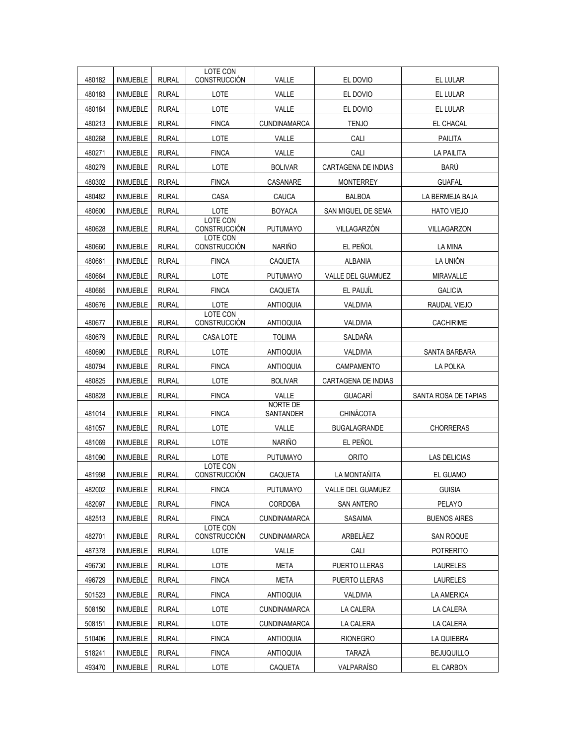| 480182 | INMUEBLE | RURAL | LOTE CON CONSTRUCCIÓN | VALLE | EL DOVIO | EL LULAR |
|---|---|---|---|---|---|---|
| 480183 | INMUEBLE | RURAL | LOTE | VALLE | EL DOVIO | EL LULAR |
| 480184 | INMUEBLE | RURAL | LOTE | VALLE | EL DOVIO | EL LULAR |
| 480213 | INMUEBLE | RURAL | FINCA | CUNDINAMARCA | TENJO | EL CHACAL |
| 480268 | INMUEBLE | RURAL | LOTE | VALLE | CALI | PAILITA |
| 480271 | INMUEBLE | RURAL | FINCA | VALLE | CALI | LA PAILITA |
| 480279 | INMUEBLE | RURAL | LOTE | BOLIVAR | CARTAGENA DE INDIAS | BARÚ |
| 480302 | INMUEBLE | RURAL | FINCA | CASANARE | MONTERREY | GUAFAL |
| 480482 | INMUEBLE | RURAL | CASA | CAUCA | BALBOA | LA BERMEJA BAJA |
| 480600 | INMUEBLE | RURAL | LOTE | BOYACA | SAN MIGUEL DE SEMA | HATO VIEJO |
| 480628 | INMUEBLE | RURAL | LOTE CON CONSTRUCCIÓN | PUTUMAYO | VILLAGARZÓN | VILLAGARZON |
| 480660 | INMUEBLE | RURAL | LOTE CON CONSTRUCCIÓN | NARIÑO | EL PEÑOL | LA MINA |
| 480661 | INMUEBLE | RURAL | FINCA | CAQUETA | ALBANIA | LA UNIÓN |
| 480664 | INMUEBLE | RURAL | LOTE | PUTUMAYO | VALLE DEL GUAMUEZ | MIRAVALLE |
| 480665 | INMUEBLE | RURAL | FINCA | CAQUETA | EL PAUJÍL | GALICIA |
| 480676 | INMUEBLE | RURAL | LOTE | ANTIOQUIA | VALDIVIA | RAUDAL VIEJO |
| 480677 | INMUEBLE | RURAL | LOTE CON CONSTRUCCIÓN | ANTIOQUIA | VALDIVIA | CACHIRIME |
| 480679 | INMUEBLE | RURAL | CASA LOTE | TOLIMA | SALDAÑA | |
| 480690 | INMUEBLE | RURAL | LOTE | ANTIOQUIA | VALDIVIA | SANTA BARBARA |
| 480794 | INMUEBLE | RURAL | FINCA | ANTIOQUIA | CAMPAMENTO | LA POLKA |
| 480825 | INMUEBLE | RURAL | LOTE | BOLIVAR | CARTAGENA DE INDIAS | |
| 480828 | INMUEBLE | RURAL | FINCA | VALLE | GUACARÍ | SANTA ROSA DE TAPIAS |
| 481014 | INMUEBLE | RURAL | FINCA | NORTE DE SANTANDER | CHINÁCOTA | |
| 481057 | INMUEBLE | RURAL | LOTE | VALLE | BUGALAGRANDE | CHORRERAS |
| 481069 | INMUEBLE | RURAL | LOTE | NARIÑO | EL PEÑOL | |
| 481090 | INMUEBLE | RURAL | LOTE | PUTUMAYO | ORITO | LAS DELICIAS |
| 481998 | INMUEBLE | RURAL | LOTE CON CONSTRUCCIÓN | CAQUETA | LA MONTAÑITA | EL GUAMO |
| 482002 | INMUEBLE | RURAL | FINCA | PUTUMAYO | VALLE DEL GUAMUEZ | GUISIA |
| 482097 | INMUEBLE | RURAL | FINCA | CORDOBA | SAN ANTERO | PELAYO |
| 482513 | INMUEBLE | RURAL | FINCA | CUNDINAMARCA | SASAIMA | BUENOS AIRES |
| 482701 | INMUEBLE | RURAL | LOTE CON CONSTRUCCIÓN | CUNDINAMARCA | ARBELÁEZ | SAN ROQUE |
| 487378 | INMUEBLE | RURAL | LOTE | VALLE | CALI | POTRERITO |
| 496730 | INMUEBLE | RURAL | LOTE | META | PUERTO LLERAS | LAURELES |
| 496729 | INMUEBLE | RURAL | FINCA | META | PUERTO LLERAS | LAURELES |
| 501523 | INMUEBLE | RURAL | FINCA | ANTIOQUIA | VALDIVIA | LA AMERICA |
| 508150 | INMUEBLE | RURAL | LOTE | CUNDINAMARCA | LA CALERA | LA CALERA |
| 508151 | INMUEBLE | RURAL | LOTE | CUNDINAMARCA | LA CALERA | LA CALERA |
| 510406 | INMUEBLE | RURAL | FINCA | ANTIOQUIA | RIONEGRO | LA QUIEBRA |
| 518241 | INMUEBLE | RURAL | FINCA | ANTIOQUIA | TARAZÁ | BEJUQUILLO |
| 493470 | INMUEBLE | RURAL | LOTE | CAQUETA | VALPARAÍSO | EL CARBON |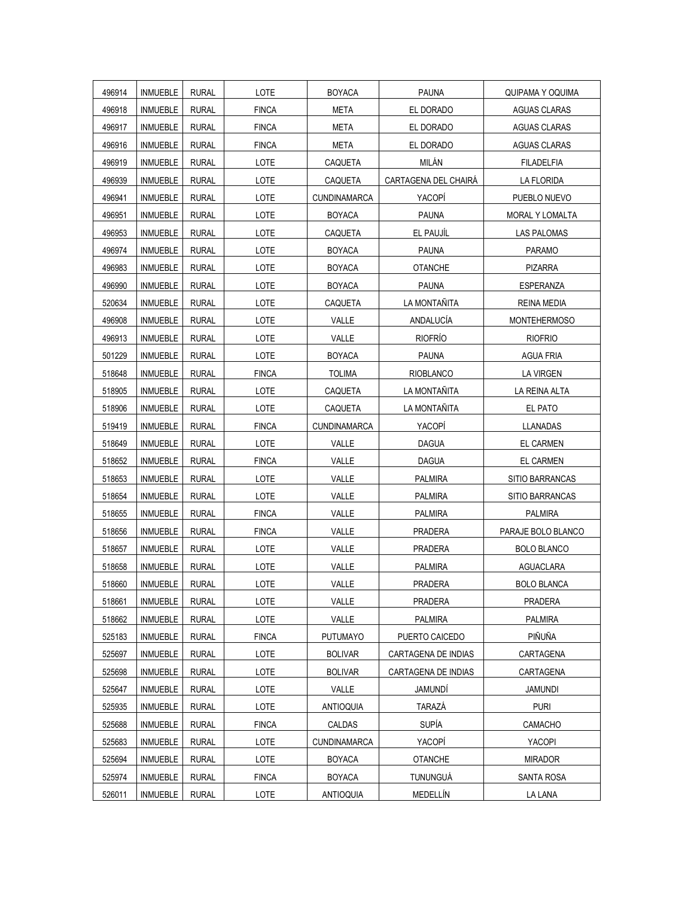| | | | | | | |
|---|---|---|---|---|---|---|
| 496914 | INMUEBLE | RURAL | LOTE | BOYACA | PAUNA | QUIPAMA Y OQUIMA |
| 496918 | INMUEBLE | RURAL | FINCA | META | EL DORADO | AGUAS CLARAS |
| 496917 | INMUEBLE | RURAL | FINCA | META | EL DORADO | AGUAS CLARAS |
| 496916 | INMUEBLE | RURAL | FINCA | META | EL DORADO | AGUAS CLARAS |
| 496919 | INMUEBLE | RURAL | LOTE | CAQUETA | MILÁN | FILADELFIA |
| 496939 | INMUEBLE | RURAL | LOTE | CAQUETA | CARTAGENA DEL CHAIRÁ | LA FLORIDA |
| 496941 | INMUEBLE | RURAL | LOTE | CUNDINAMARCA | YACOPÍ | PUEBLO NUEVO |
| 496951 | INMUEBLE | RURAL | LOTE | BOYACA | PAUNA | MORAL Y LOMALTA |
| 496953 | INMUEBLE | RURAL | LOTE | CAQUETA | EL PAUJÍL | LAS PALOMAS |
| 496974 | INMUEBLE | RURAL | LOTE | BOYACA | PAUNA | PARAMO |
| 496983 | INMUEBLE | RURAL | LOTE | BOYACA | OTANCHE | PIZARRA |
| 496990 | INMUEBLE | RURAL | LOTE | BOYACA | PAUNA | ESPERANZA |
| 520634 | INMUEBLE | RURAL | LOTE | CAQUETA | LA MONTAÑITA | REINA MEDIA |
| 496908 | INMUEBLE | RURAL | LOTE | VALLE | ANDALUCÍA | MONTEHERMOSO |
| 496913 | INMUEBLE | RURAL | LOTE | VALLE | RIOFRÍO | RIOFRIO |
| 501229 | INMUEBLE | RURAL | LOTE | BOYACA | PAUNA | AGUA FRIA |
| 518648 | INMUEBLE | RURAL | FINCA | TOLIMA | RIOBLANCO | LA VIRGEN |
| 518905 | INMUEBLE | RURAL | LOTE | CAQUETA | LA MONTAÑITA | LA REINA ALTA |
| 518906 | INMUEBLE | RURAL | LOTE | CAQUETA | LA MONTAÑITA | EL PATO |
| 519419 | INMUEBLE | RURAL | FINCA | CUNDINAMARCA | YACOPÍ | LLANADAS |
| 518649 | INMUEBLE | RURAL | LOTE | VALLE | DAGUA | EL CARMEN |
| 518652 | INMUEBLE | RURAL | FINCA | VALLE | DAGUA | EL CARMEN |
| 518653 | INMUEBLE | RURAL | LOTE | VALLE | PALMIRA | SITIO BARRANCAS |
| 518654 | INMUEBLE | RURAL | LOTE | VALLE | PALMIRA | SITIO BARRANCAS |
| 518655 | INMUEBLE | RURAL | FINCA | VALLE | PALMIRA | PALMIRA |
| 518656 | INMUEBLE | RURAL | FINCA | VALLE | PRADERA | PARAJE BOLO BLANCO |
| 518657 | INMUEBLE | RURAL | LOTE | VALLE | PRADERA | BOLO BLANCO |
| 518658 | INMUEBLE | RURAL | LOTE | VALLE | PALMIRA | AGUACLARA |
| 518660 | INMUEBLE | RURAL | LOTE | VALLE | PRADERA | BOLO BLANCA |
| 518661 | INMUEBLE | RURAL | LOTE | VALLE | PRADERA | PRADERA |
| 518662 | INMUEBLE | RURAL | LOTE | VALLE | PALMIRA | PALMIRA |
| 525183 | INMUEBLE | RURAL | FINCA | PUTUMAYO | PUERTO CAICEDO | PIÑUÑA |
| 525697 | INMUEBLE | RURAL | LOTE | BOLIVAR | CARTAGENA DE INDIAS | CARTAGENA |
| 525698 | INMUEBLE | RURAL | LOTE | BOLIVAR | CARTAGENA DE INDIAS | CARTAGENA |
| 525647 | INMUEBLE | RURAL | LOTE | VALLE | JAMUNDÍ | JAMUNDI |
| 525935 | INMUEBLE | RURAL | LOTE | ANTIOQUIA | TARAZÁ | PURI |
| 525688 | INMUEBLE | RURAL | FINCA | CALDAS | SUPÍA | CAMACHO |
| 525683 | INMUEBLE | RURAL | LOTE | CUNDINAMARCA | YACOPÍ | YACOPI |
| 525694 | INMUEBLE | RURAL | LOTE | BOYACA | OTANCHE | MIRADOR |
| 525974 | INMUEBLE | RURAL | FINCA | BOYACA | TUNUNGUÁ | SANTA ROSA |
| 526011 | INMUEBLE | RURAL | LOTE | ANTIOQUIA | MEDELLÍN | LA LANA |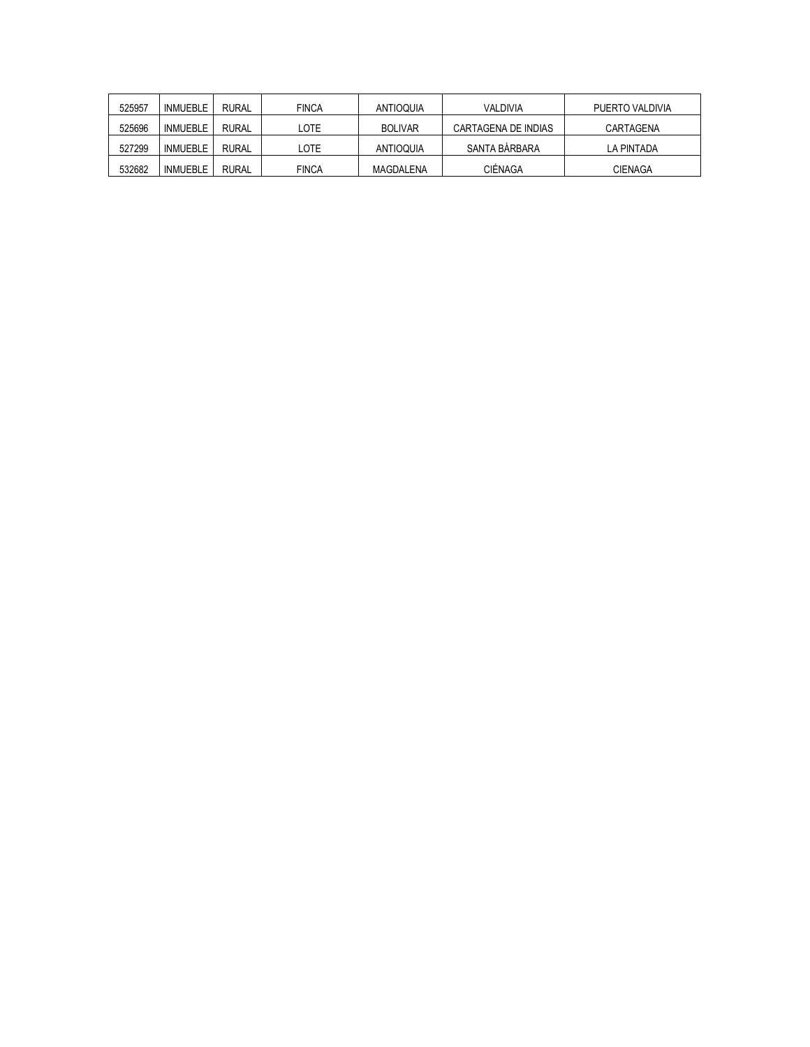| | | | | | | |
|---|---|---|---|---|---|---|
| 525957 | INMUEBLE | RURAL | FINCA | ANTIOQUIA | VALDIVIA | PUERTO VALDIVIA |
| 525696 | INMUEBLE | RURAL | LOTE | BOLIVAR | CARTAGENA DE INDIAS | CARTAGENA |
| 527299 | INMUEBLE | RURAL | LOTE | ANTIOQUIA | SANTA BÁRBARA | LA PINTADA |
| 532682 | INMUEBLE | RURAL | FINCA | MAGDALENA | CIÉNAGA | CIENAGA |